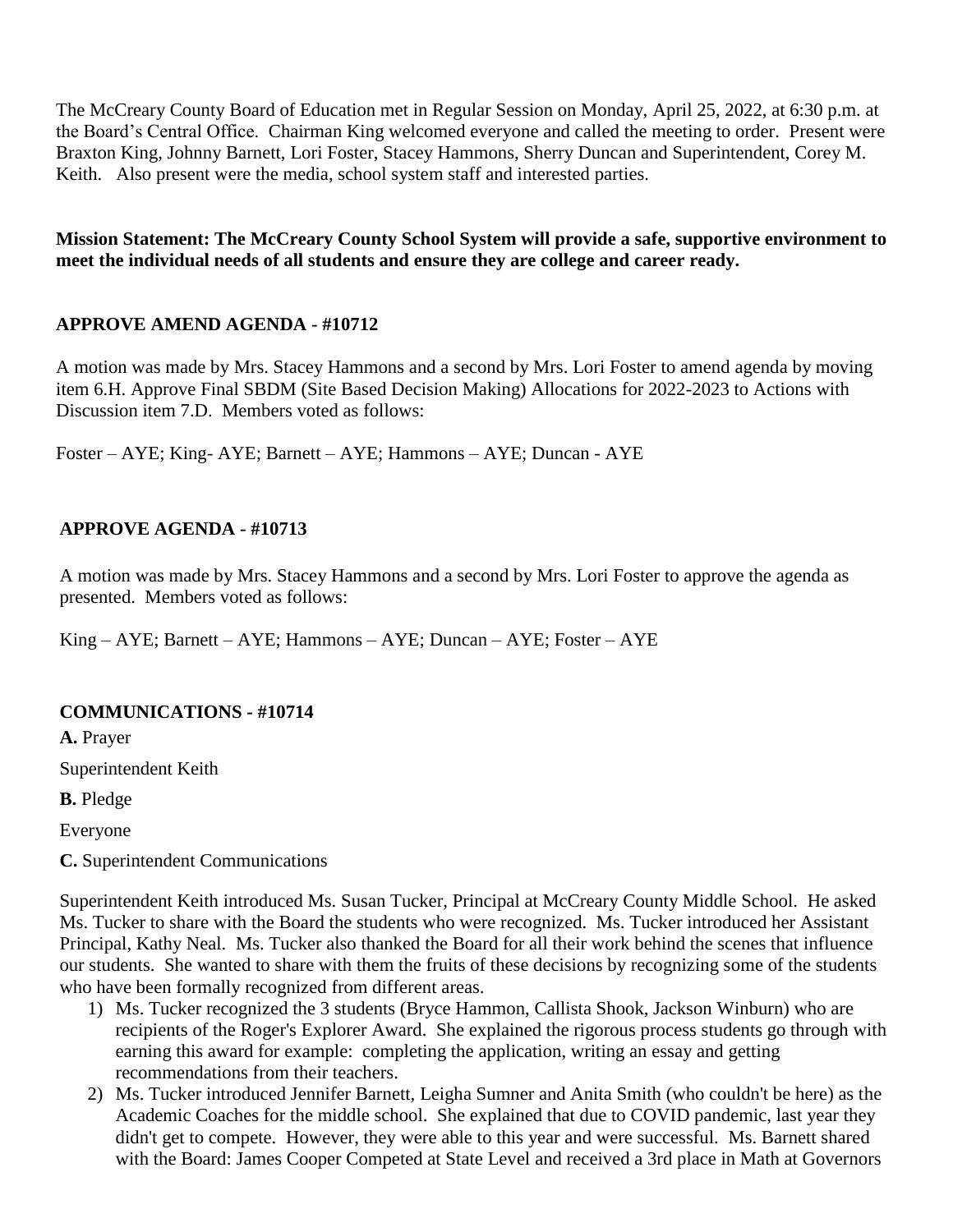The McCreary County Board of Education met in Regular Session on Monday, April 25, 2022, at 6:30 p.m. at the Board's Central Office. Chairman King welcomed everyone and called the meeting to order. Present were Braxton King, Johnny Barnett, Lori Foster, Stacey Hammons, Sherry Duncan and Superintendent, Corey M. Keith. Also present were the media, school system staff and interested parties.

**Mission Statement: The McCreary County School System will provide a safe, supportive environment to meet the individual needs of all students and ensure they are college and career ready.**

**APPROVE AMEND AGENDA - #10712**

A motion was made by Mrs. Stacey Hammons and a second by Mrs. Lori Foster to amend agenda by moving item 6.H. Approve Final SBDM (Site Based Decision Making) Allocations for 2022-2023 to Actions with Discussion item 7.D. Members voted as follows:

Foster – AYE; King- AYE; Barnett – AYE; Hammons – AYE; Duncan - AYE

**APPROVE AGENDA - #10713**

A motion was made by Mrs. Stacey Hammons and a second by Mrs. Lori Foster to approve the agenda as presented. Members voted as follows:

King – AYE; Barnett – AYE; Hammons – AYE; Duncan – AYE; Foster – AYE

**COMMUNICATIONS - #10714**

**A.** Prayer

Superintendent Keith

**B.** Pledge

Everyone

**C.** Superintendent Communications

Superintendent Keith introduced Ms. Susan Tucker, Principal at McCreary County Middle School. He asked Ms. Tucker to share with the Board the students who were recognized. Ms. Tucker introduced her Assistant Principal, Kathy Neal. Ms. Tucker also thanked the Board for all their work behind the scenes that influence our students. She wanted to share with them the fruits of these decisions by recognizing some of the students who have been formally recognized from different areas.

1) Ms. Tucker recognized the 3 students (Bryce Hammon, Callista Shook, Jackson Winburn) who are recipients of the Roger's Explorer Award. She explained the rigorous process students go through with earning this award for example: completing the application, writing an essay and getting recommendations from their teachers.
2) Ms. Tucker introduced Jennifer Barnett, Leigha Sumner and Anita Smith (who couldn't be here) as the Academic Coaches for the middle school. She explained that due to COVID pandemic, last year they didn't get to compete. However, they were able to this year and were successful. Ms. Barnett shared with the Board: James Cooper Competed at State Level and received a 3rd place in Math at Governors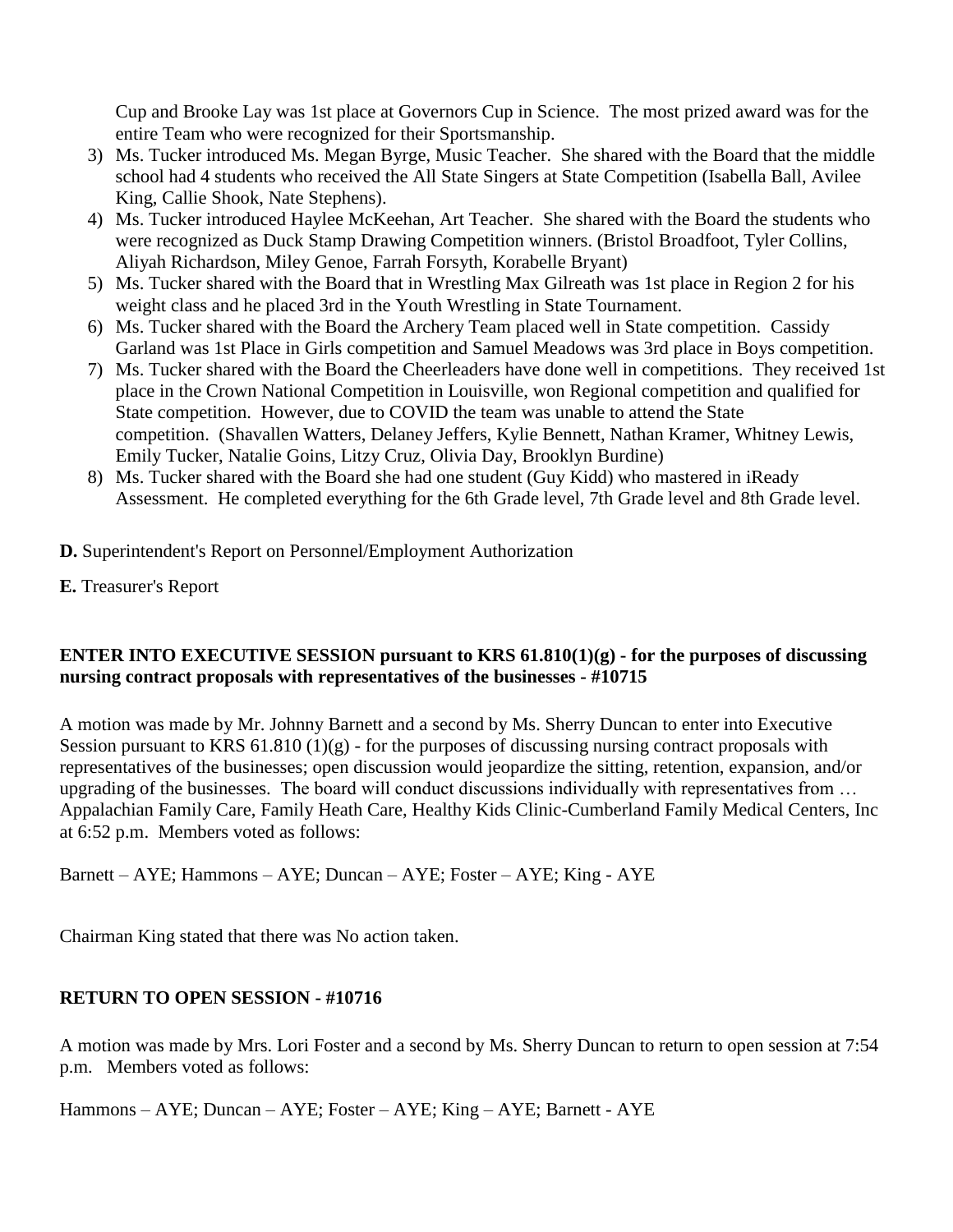Cup and Brooke Lay was 1st place at Governors Cup in Science. The most prized award was for the entire Team who were recognized for their Sportsmanship.

3) Ms. Tucker introduced Ms. Megan Byrge, Music Teacher. She shared with the Board that the middle school had 4 students who received the All State Singers at State Competition (Isabella Ball, Avilee King, Callie Shook, Nate Stephens).
4) Ms. Tucker introduced Haylee McKeehan, Art Teacher. She shared with the Board the students who were recognized as Duck Stamp Drawing Competition winners. (Bristol Broadfoot, Tyler Collins, Aliyah Richardson, Miley Genoe, Farrah Forsyth, Korabelle Bryant)
5) Ms. Tucker shared with the Board that in Wrestling Max Gilreath was 1st place in Region 2 for his weight class and he placed 3rd in the Youth Wrestling in State Tournament.
6) Ms. Tucker shared with the Board the Archery Team placed well in State competition. Cassidy Garland was 1st Place in Girls competition and Samuel Meadows was 3rd place in Boys competition.
7) Ms. Tucker shared with the Board the Cheerleaders have done well in competitions. They received 1st place in the Crown National Competition in Louisville, won Regional competition and qualified for State competition. However, due to COVID the team was unable to attend the State competition. (Shavallen Watters, Delaney Jeffers, Kylie Bennett, Nathan Kramer, Whitney Lewis, Emily Tucker, Natalie Goins, Litzy Cruz, Olivia Day, Brooklyn Burdine)
8) Ms. Tucker shared with the Board she had one student (Guy Kidd) who mastered in iReady Assessment. He completed everything for the 6th Grade level, 7th Grade level and 8th Grade level.

**D.** Superintendent's Report on Personnel/Employment Authorization

**E.** Treasurer's Report

**ENTER INTO EXECUTIVE SESSION pursuant to KRS 61.810(1)(g) - for the purposes of discussing nursing contract proposals with representatives of the businesses - #10715**

A motion was made by Mr. Johnny Barnett and a second by Ms. Sherry Duncan to enter into Executive Session pursuant to KRS 61.810 (1)(g) - for the purposes of discussing nursing contract proposals with representatives of the businesses; open discussion would jeopardize the sitting, retention, expansion, and/or upgrading of the businesses. The board will conduct discussions individually with representatives from … Appalachian Family Care, Family Heath Care, Healthy Kids Clinic-Cumberland Family Medical Centers, Inc at 6:52 p.m. Members voted as follows:

Barnett – AYE; Hammons – AYE; Duncan – AYE; Foster – AYE; King - AYE

Chairman King stated that there was No action taken.

**RETURN TO OPEN SESSION - #10716**

A motion was made by Mrs. Lori Foster and a second by Ms. Sherry Duncan to return to open session at 7:54 p.m. Members voted as follows:

Hammons – AYE; Duncan – AYE; Foster – AYE; King – AYE; Barnett - AYE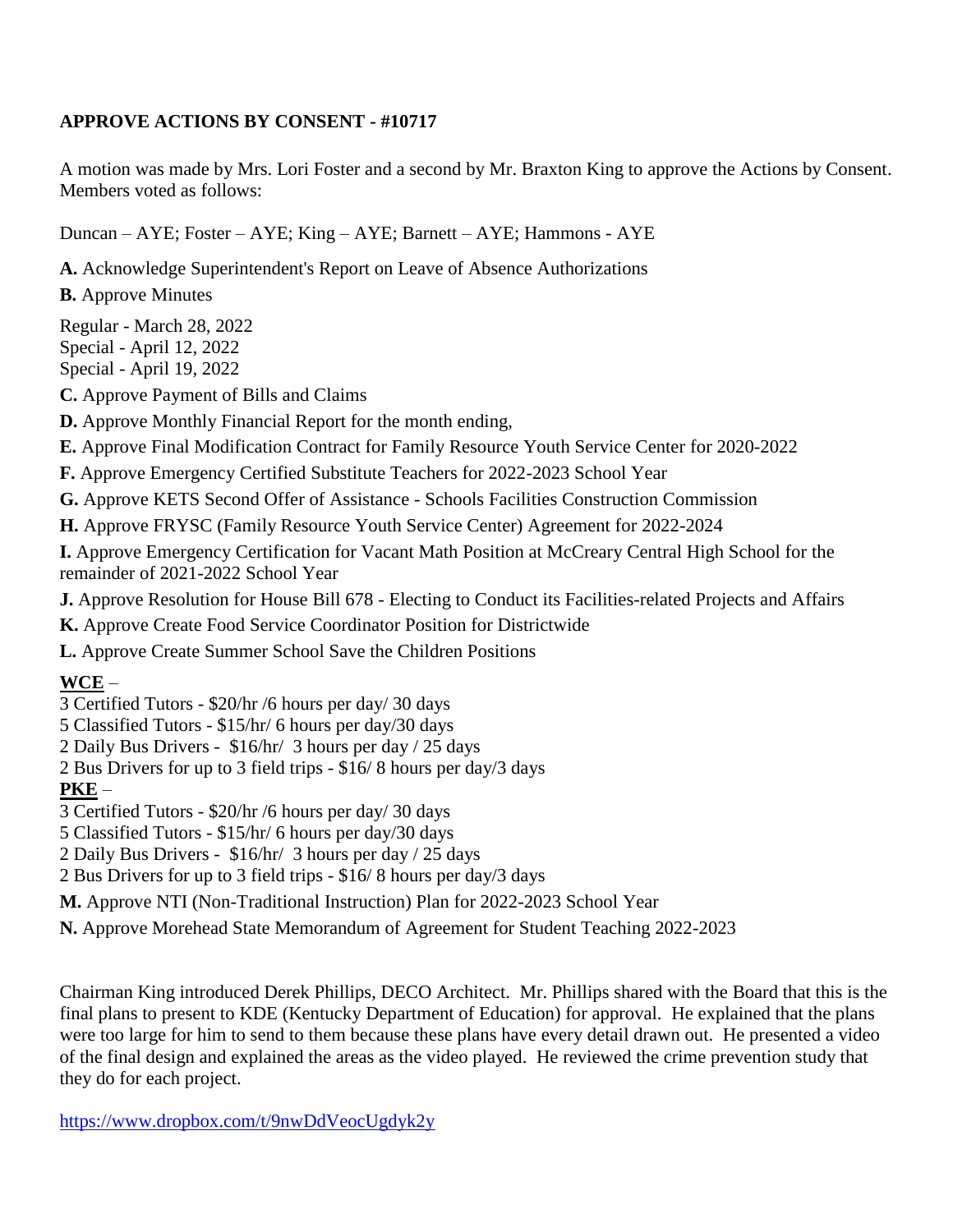**APPROVE ACTIONS BY CONSENT - #10717**

A motion was made by Mrs. Lori Foster and a second by Mr. Braxton King to approve the Actions by Consent. Members voted as follows:

Duncan – AYE; Foster – AYE; King – AYE; Barnett – AYE; Hammons - AYE

**A.** Acknowledge Superintendent's Report on Leave of Absence Authorizations

**B.** Approve Minutes

Regular - March 28, 2022
Special - April 12, 2022
Special - April 19, 2022

**C.** Approve Payment of Bills and Claims

**D.** Approve Monthly Financial Report for the month ending,

**E.** Approve Final Modification Contract for Family Resource Youth Service Center for 2020-2022

**F.** Approve Emergency Certified Substitute Teachers for 2022-2023 School Year

**G.** Approve KETS Second Offer of Assistance - Schools Facilities Construction Commission

**H.** Approve FRYSC (Family Resource Youth Service Center) Agreement for 2022-2024

**I.** Approve Emergency Certification for Vacant Math Position at McCreary Central High School for the remainder of 2021-2022 School Year

**J.** Approve Resolution for House Bill 678 - Electing to Conduct its Facilities-related Projects and Affairs

**K.** Approve Create Food Service Coordinator Position for Districtwide

**L.** Approve Create Summer School Save the Children Positions

**WCE** –
3 Certified Tutors - $20/hr /6 hours per day/ 30 days
5 Classified Tutors - $15/hr/ 6 hours per day/30 days
2 Daily Bus Drivers - $16/hr/ 3 hours per day / 25 days
2 Bus Drivers for up to 3 field trips - $16/ 8 hours per day/3 days

**PKE** –
3 Certified Tutors - $20/hr /6 hours per day/ 30 days
5 Classified Tutors - $15/hr/ 6 hours per day/30 days
2 Daily Bus Drivers - $16/hr/ 3 hours per day / 25 days
2 Bus Drivers for up to 3 field trips - $16/ 8 hours per day/3 days

**M.** Approve NTI (Non-Traditional Instruction) Plan for 2022-2023 School Year

**N.** Approve Morehead State Memorandum of Agreement for Student Teaching 2022-2023

Chairman King introduced Derek Phillips, DECO Architect. Mr. Phillips shared with the Board that this is the final plans to present to KDE (Kentucky Department of Education) for approval. He explained that the plans were too large for him to send to them because these plans have every detail drawn out. He presented a video of the final design and explained the areas as the video played. He reviewed the crime prevention study that they do for each project.

https://www.dropbox.com/t/9nwDdVeocUgdyk2y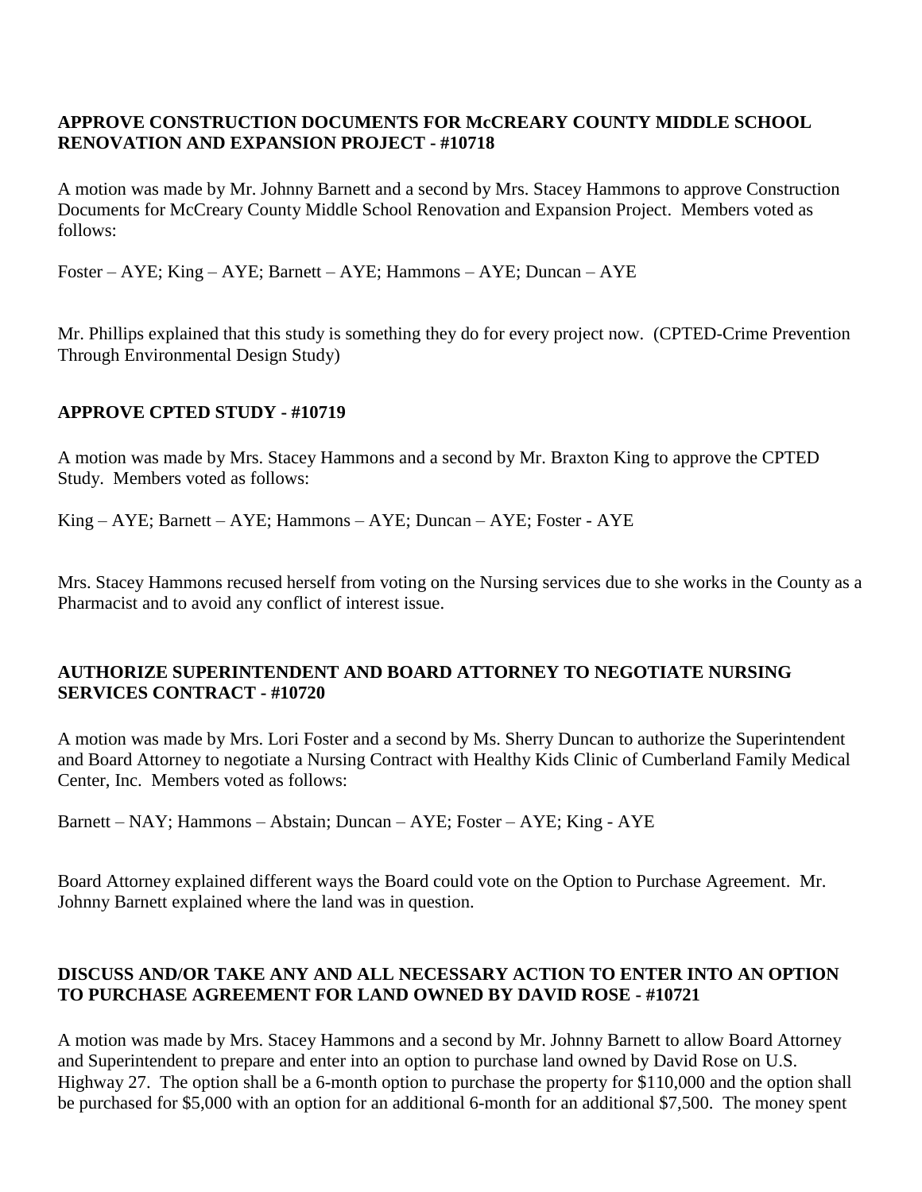**APPROVE CONSTRUCTION DOCUMENTS FOR McCREARY COUNTY MIDDLE SCHOOL RENOVATION AND EXPANSION PROJECT - #10718**

A motion was made by Mr. Johnny Barnett and a second by Mrs. Stacey Hammons to approve Construction Documents for McCreary County Middle School Renovation and Expansion Project. Members voted as follows:

Foster – AYE; King – AYE; Barnett – AYE; Hammons – AYE; Duncan – AYE

Mr. Phillips explained that this study is something they do for every project now. (CPTED-Crime Prevention Through Environmental Design Study)

**APPROVE CPTED STUDY - #10719**

A motion was made by Mrs. Stacey Hammons and a second by Mr. Braxton King to approve the CPTED Study. Members voted as follows:

King – AYE; Barnett – AYE; Hammons – AYE; Duncan – AYE; Foster - AYE

Mrs. Stacey Hammons recused herself from voting on the Nursing services due to she works in the County as a Pharmacist and to avoid any conflict of interest issue.

**AUTHORIZE SUPERINTENDENT AND BOARD ATTORNEY TO NEGOTIATE NURSING SERVICES CONTRACT - #10720**

A motion was made by Mrs. Lori Foster and a second by Ms. Sherry Duncan to authorize the Superintendent and Board Attorney to negotiate a Nursing Contract with Healthy Kids Clinic of Cumberland Family Medical Center, Inc. Members voted as follows:

Barnett – NAY; Hammons – Abstain; Duncan – AYE; Foster – AYE; King - AYE

Board Attorney explained different ways the Board could vote on the Option to Purchase Agreement. Mr. Johnny Barnett explained where the land was in question.

**DISCUSS AND/OR TAKE ANY AND ALL NECESSARY ACTION TO ENTER INTO AN OPTION TO PURCHASE AGREEMENT FOR LAND OWNED BY DAVID ROSE - #10721**

A motion was made by Mrs. Stacey Hammons and a second by Mr. Johnny Barnett to allow Board Attorney and Superintendent to prepare and enter into an option to purchase land owned by David Rose on U.S. Highway 27. The option shall be a 6-month option to purchase the property for $110,000 and the option shall be purchased for $5,000 with an option for an additional 6-month for an additional $7,500. The money spent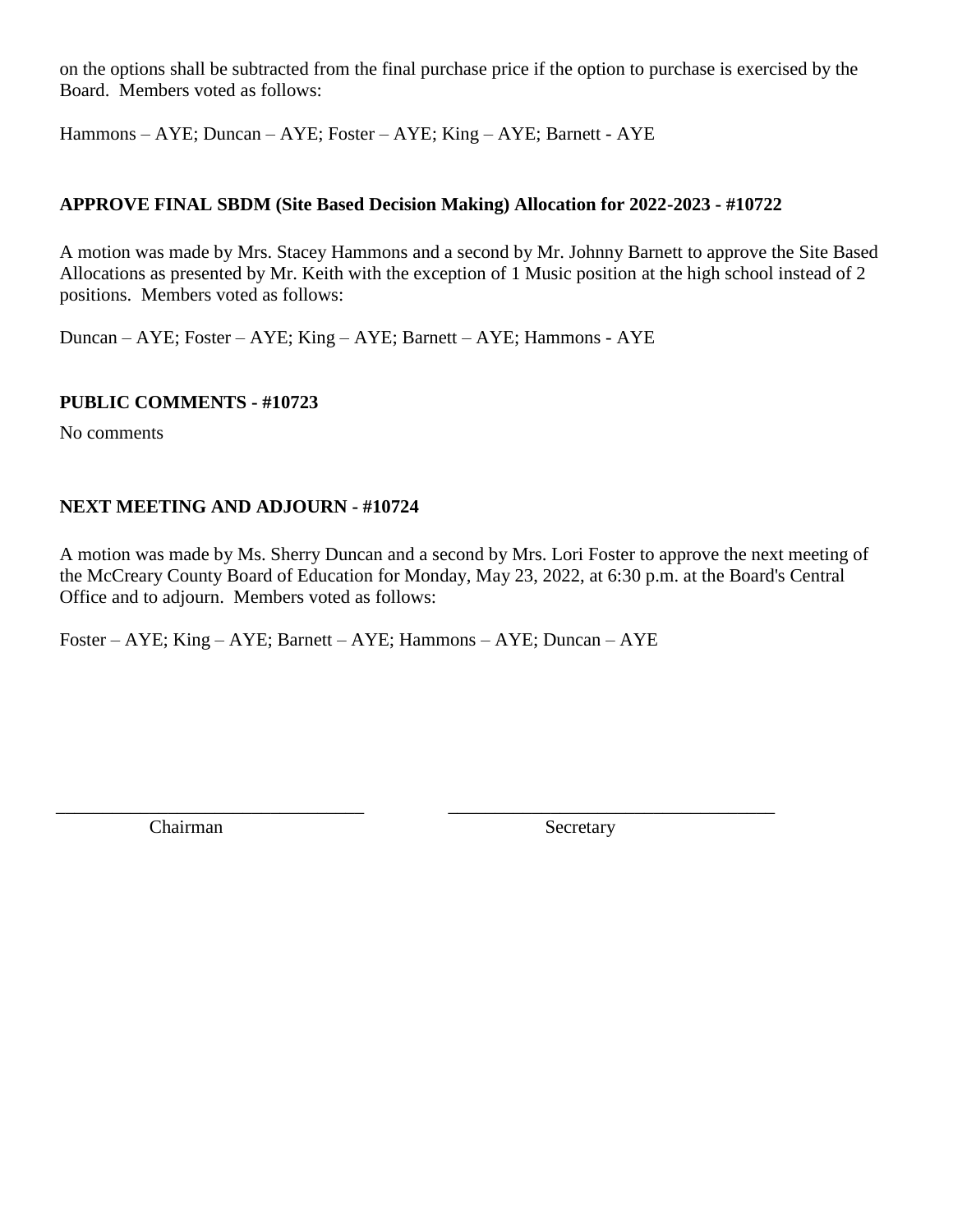on the options shall be subtracted from the final purchase price if the option to purchase is exercised by the Board. Members voted as follows:

Hammons – AYE; Duncan – AYE; Foster – AYE; King – AYE; Barnett - AYE

**APPROVE FINAL SBDM (Site Based Decision Making) Allocation for 2022-2023 - #10722**

A motion was made by Mrs. Stacey Hammons and a second by Mr. Johnny Barnett to approve the Site Based Allocations as presented by Mr. Keith with the exception of 1 Music position at the high school instead of 2 positions. Members voted as follows:

Duncan – AYE; Foster – AYE; King – AYE; Barnett – AYE; Hammons - AYE

**PUBLIC COMMENTS - #10723**

No comments

**NEXT MEETING AND ADJOURN - #10724**

A motion was made by Ms. Sherry Duncan and a second by Mrs. Lori Foster to approve the next meeting of the McCreary County Board of Education for Monday, May 23, 2022, at 6:30 p.m. at the Board's Central Office and to adjourn. Members voted as follows:

Foster – AYE; King – AYE; Barnett – AYE; Hammons – AYE; Duncan – AYE

\_\_\_\_\_\_\_\_\_\_\_\_\_\_\_\_\_\_\_\_\_\_\_\_\_\_\_\_\_\_\_\_\_ \_\_\_\_\_\_\_\_\_\_\_\_\_\_\_\_\_\_\_\_\_\_\_\_\_\_\_\_\_\_\_\_\_\_\_

Chairman Secretary